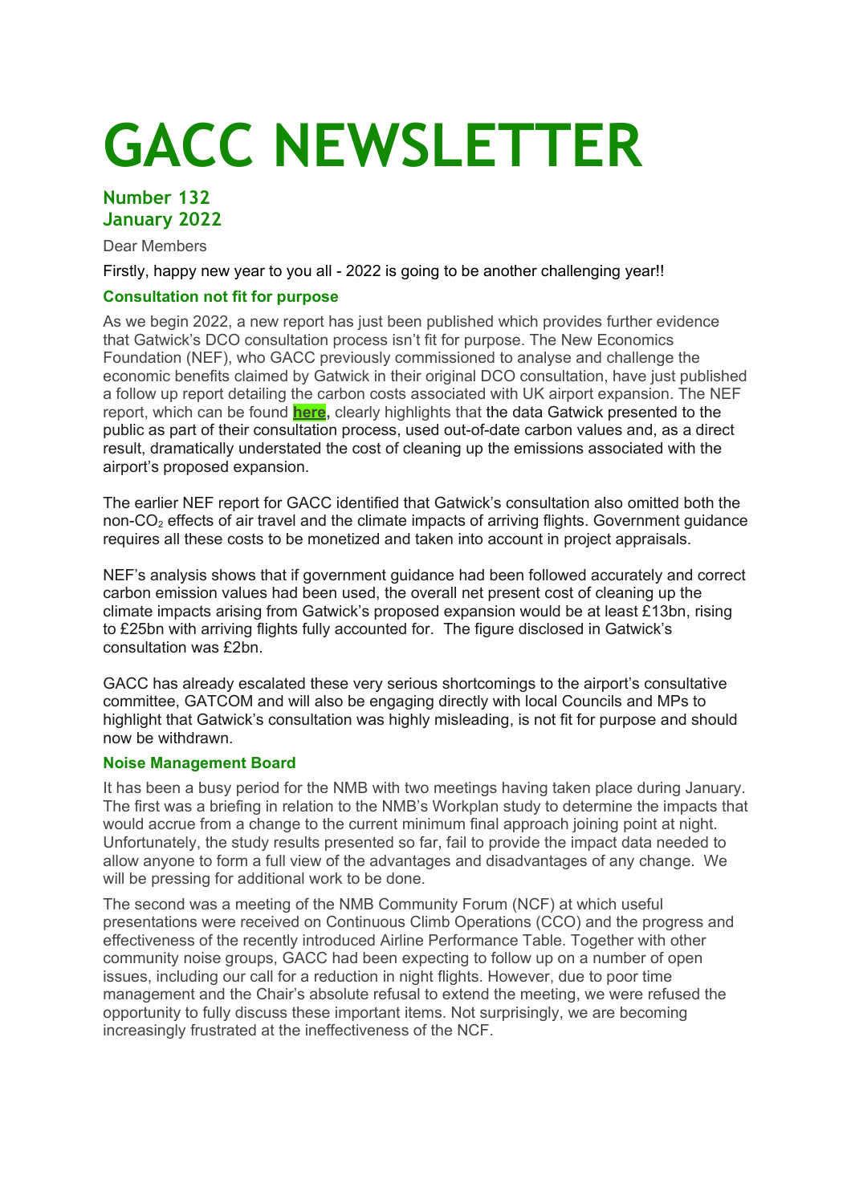# GACC NEWSLETTER

## Number 132
## January 2022

Dear Members

Firstly, happy new year to you all - 2022 is going to be another challenging year!!

### Consultation not fit for purpose

As we begin 2022, a new report has just been published which provides further evidence that Gatwick's DCO consultation process isn't fit for purpose. The New Economics Foundation (NEF), who GACC previously commissioned to analyse and challenge the economic benefits claimed by Gatwick in their original DCO consultation, have just published a follow up report detailing the carbon costs associated with UK airport expansion. The NEF report, which can be found **here**, clearly highlights that the data Gatwick presented to the public as part of their consultation process, used out-of-date carbon values and, as a direct result, dramatically understated the cost of cleaning up the emissions associated with the airport's proposed expansion.

The earlier NEF report for GACC identified that Gatwick's consultation also omitted both the non-$CO_2$ effects of air travel and the climate impacts of arriving flights. Government guidance requires all these costs to be monetized and taken into account in project appraisals.

NEF's analysis shows that if government guidance had been followed accurately and correct carbon emission values had been used, the overall net present cost of cleaning up the climate impacts arising from Gatwick's proposed expansion would be at least £13bn, rising to £25bn with arriving flights fully accounted for. The figure disclosed in Gatwick's consultation was £2bn.

GACC has already escalated these very serious shortcomings to the airport's consultative committee, GATCOM and will also be engaging directly with local Councils and MPs to highlight that Gatwick's consultation was highly misleading, is not fit for purpose and should now be withdrawn.

### Noise Management Board

It has been a busy period for the NMB with two meetings having taken place during January. The first was a briefing in relation to the NMB's Workplan study to determine the impacts that would accrue from a change to the current minimum final approach joining point at night. Unfortunately, the study results presented so far, fail to provide the impact data needed to allow anyone to form a full view of the advantages and disadvantages of any change. We will be pressing for additional work to be done.

The second was a meeting of the NMB Community Forum (NCF) at which useful presentations were received on Continuous Climb Operations (CCO) and the progress and effectiveness of the recently introduced Airline Performance Table. Together with other community noise groups, GACC had been expecting to follow up on a number of open issues, including our call for a reduction in night flights. However, due to poor time management and the Chair's absolute refusal to extend the meeting, we were refused the opportunity to fully discuss these important items. Not surprisingly, we are becoming increasingly frustrated at the ineffectiveness of the NCF.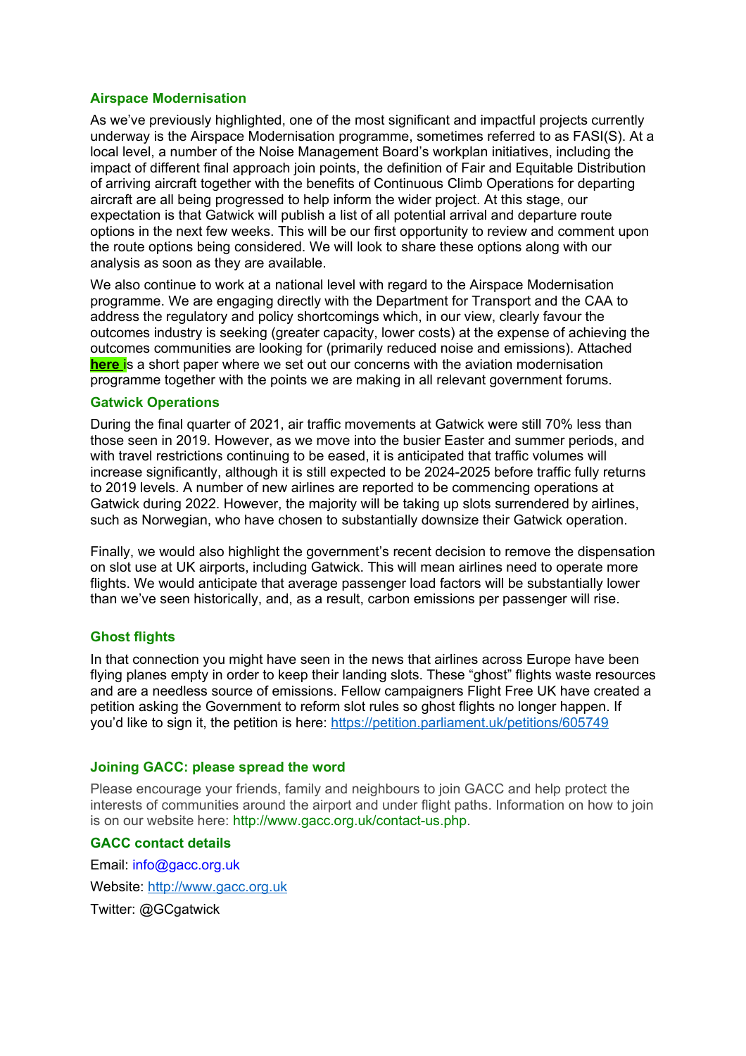## Airspace Modernisation

As we've previously highlighted, one of the most significant and impactful projects currently underway is the Airspace Modernisation programme, sometimes referred to as FASI(S). At a local level, a number of the Noise Management Board's workplan initiatives, including the impact of different final approach join points, the definition of Fair and Equitable Distribution of arriving aircraft together with the benefits of Continuous Climb Operations for departing aircraft are all being progressed to help inform the wider project. At this stage, our expectation is that Gatwick will publish a list of all potential arrival and departure route options in the next few weeks. This will be our first opportunity to review and comment upon the route options being considered. We will look to share these options along with our analysis as soon as they are available.

We also continue to work at a national level with regard to the Airspace Modernisation programme. We are engaging directly with the Department for Transport and the CAA to address the regulatory and policy shortcomings which, in our view, clearly favour the outcomes industry is seeking (greater capacity, lower costs) at the expense of achieving the outcomes communities are looking for (primarily reduced noise and emissions). Attached **here** is a short paper where we set out our concerns with the aviation modernisation programme together with the points we are making in all relevant government forums.

## Gatwick Operations

During the final quarter of 2021, air traffic movements at Gatwick were still 70% less than those seen in 2019. However, as we move into the busier Easter and summer periods, and with travel restrictions continuing to be eased, it is anticipated that traffic volumes will increase significantly, although it is still expected to be 2024-2025 before traffic fully returns to 2019 levels. A number of new airlines are reported to be commencing operations at Gatwick during 2022. However, the majority will be taking up slots surrendered by airlines, such as Norwegian, who have chosen to substantially downsize their Gatwick operation.

Finally, we would also highlight the government's recent decision to remove the dispensation on slot use at UK airports, including Gatwick. This will mean airlines need to operate more flights. We would anticipate that average passenger load factors will be substantially lower than we've seen historically, and, as a result, carbon emissions per passenger will rise.

## Ghost flights

In that connection you might have seen in the news that airlines across Europe have been flying planes empty in order to keep their landing slots. These "ghost" flights waste resources and are a needless source of emissions. Fellow campaigners Flight Free UK have created a petition asking the Government to reform slot rules so ghost flights no longer happen. If you'd like to sign it, the petition is here: https://petition.parliament.uk/petitions/605749

## Joining GACC: please spread the word

Please encourage your friends, family and neighbours to join GACC and help protect the interests of communities around the airport and under flight paths. Information on how to join is on our website here: http://www.gacc.org.uk/contact-us.php.

## GACC contact details

Email: info@gacc.org.uk

Website: http://www.gacc.org.uk

Twitter: @GCgatwick